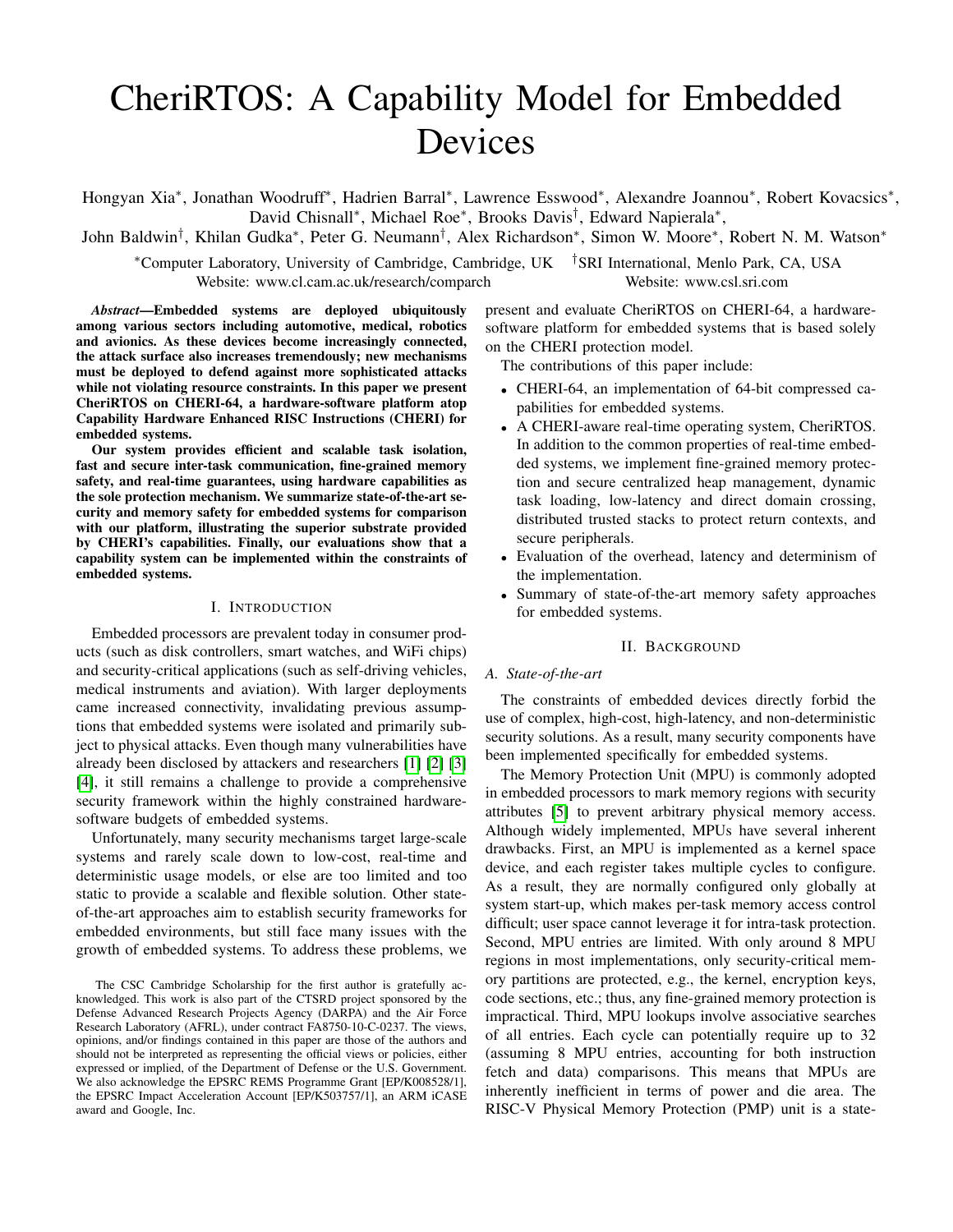# CheriRTOS: A Capability Model for Embedded Devices

Hongyan Xia*, Jonathan Woodruff*, Hadrien Barral*, Lawrence Esswood*, Alexandre Joannou*, Robert Kovacsics*, David Chisnall*, Michael Roe*, Brooks Davis†, Edward Napierala*, John Baldwin†, Khilan Gudka*, Peter G. Neumann†, Alex Richardson*, Simon W. Moore*, Robert N. M. Watson*

*Computer Laboratory, University of Cambridge, Cambridge, UK †SRI International, Menlo Park, CA, USA
Website: www.cl.cam.ac.uk/research/comparch Website: www.csl.sri.com

***Abstract*—Embedded systems are deployed ubiquitously among various sectors including automotive, medical, robotics and avionics. As these devices become increasingly connected, the attack surface also increases tremendously; new mechanisms must be deployed to defend against more sophisticated attacks while not violating resource constraints. In this paper we present CheriRTOS on CHERI-64, a hardware-software platform atop Capability Hardware Enhanced RISC Instructions (CHERI) for embedded systems.**

**Our system provides efficient and scalable task isolation, fast and secure inter-task communication, fine-grained memory safety, and real-time guarantees, using hardware capabilities as the sole protection mechanism. We summarize state-of-the-art security and memory safety for embedded systems for comparison with our platform, illustrating the superior substrate provided by CHERI's capabilities. Finally, our evaluations show that a capability system can be implemented within the constraints of embedded systems.**

## I. Introduction

Embedded processors are prevalent today in consumer products (such as disk controllers, smart watches, and WiFi chips) and security-critical applications (such as self-driving vehicles, medical instruments and aviation). With larger deployments came increased connectivity, invalidating previous assumptions that embedded systems were isolated and primarily subject to physical attacks. Even though many vulnerabilities have already been disclosed by attackers and researchers [1] [2] [3] [4], it still remains a challenge to provide a comprehensive security framework within the highly constrained hardware-software budgets of embedded systems.

Unfortunately, many security mechanisms target large-scale systems and rarely scale down to low-cost, real-time and deterministic usage models, or else are too limited and too static to provide a scalable and flexible solution. Other state-of-the-art approaches aim to establish security frameworks for embedded environments, but still face many issues with the growth of embedded systems. To address these problems, we present and evaluate CheriRTOS on CHERI-64, a hardware-software platform for embedded systems that is based solely on the CHERI protection model.

The contributions of this paper include:

- CHERI-64, an implementation of 64-bit compressed capabilities for embedded systems.
- A CHERI-aware real-time operating system, CheriRTOS. In addition to the common properties of real-time embedded systems, we implement fine-grained memory protection and secure centralized heap management, dynamic task loading, low-latency and direct domain crossing, distributed trusted stacks to protect return contexts, and secure peripherals.
- Evaluation of the overhead, latency and determinism of the implementation.
- Summary of state-of-the-art memory safety approaches for embedded systems.

## II. Background

### A. State-of-the-art

The constraints of embedded devices directly forbid the use of complex, high-cost, high-latency, and non-deterministic security solutions. As a result, many security components have been implemented specifically for embedded systems.

The Memory Protection Unit (MPU) is commonly adopted in embedded processors to mark memory regions with security attributes [5] to prevent arbitrary physical memory access. Although widely implemented, MPUs have several inherent drawbacks. First, an MPU is implemented as a kernel space device, and each register takes multiple cycles to configure. As a result, they are normally configured only globally at system start-up, which makes per-task memory access control difficult; user space cannot leverage it for intra-task protection. Second, MPU entries are limited. With only around 8 MPU regions in most implementations, only security-critical memory partitions are protected, e.g., the kernel, encryption keys, code sections, etc.; thus, any fine-grained memory protection is impractical. Third, MPU lookups involve associative searches of all entries. Each cycle can potentially require up to 32 (assuming 8 MPU entries, accounting for both instruction fetch and data) comparisons. This means that MPUs are inherently inefficient in terms of power and die area. The RISC-V Physical Memory Protection (PMP) unit is a state-

The CSC Cambridge Scholarship for the first author is gratefully acknowledged. This work is also part of the CTSRD project sponsored by the Defense Advanced Research Projects Agency (DARPA) and the Air Force Research Laboratory (AFRL), under contract FA8750-10-C-0237. The views, opinions, and/or findings contained in this paper are those of the authors and should not be interpreted as representing the official views or policies, either expressed or implied, of the Department of Defense or the U.S. Government. We also acknowledge the EPSRC REMS Programme Grant [EP/K008528/1], the EPSRC Impact Acceleration Account [EP/K503757/1], an ARM iCASE award and Google, Inc.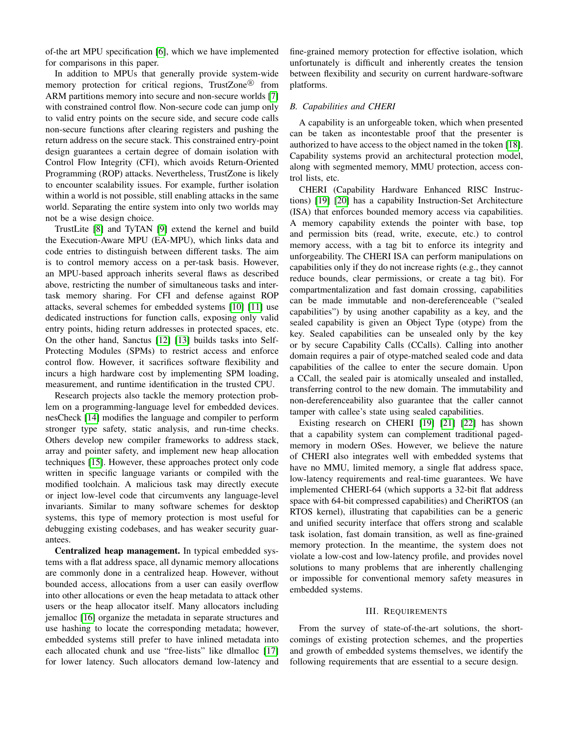of-the art MPU specification [6], which we have implemented for comparisons in this paper.

In addition to MPUs that generally provide system-wide memory protection for critical regions, TrustZone® from ARM partitions memory into secure and non-secure worlds [7] with constrained control flow. Non-secure code can jump only to valid entry points on the secure side, and secure code calls non-secure functions after clearing registers and pushing the return address on the secure stack. This constrained entry-point design guarantees a certain degree of domain isolation with Control Flow Integrity (CFI), which avoids Return-Oriented Programming (ROP) attacks. Nevertheless, TrustZone is likely to encounter scalability issues. For example, further isolation within a world is not possible, still enabling attacks in the same world. Separating the entire system into only two worlds may not be a wise design choice.

TrustLite [8] and TyTAN [9] extend the kernel and build the Execution-Aware MPU (EA-MPU), which links data and code entries to distinguish between different tasks. The aim is to control memory access on a per-task basis. However, an MPU-based approach inherits several flaws as described above, restricting the number of simultaneous tasks and inter-task memory sharing. For CFI and defense against ROP attacks, several schemes for embedded systems [10] [11] use dedicated instructions for function calls, exposing only valid entry points, hiding return addresses in protected spaces, etc. On the other hand, Sanctus [12] [13] builds tasks into Self-Protecting Modules (SPMs) to restrict access and enforce control flow. However, it sacrifices software flexibility and incurs a high hardware cost by implementing SPM loading, measurement, and runtime identification in the trusted CPU.

Research projects also tackle the memory protection problem on a programming-language level for embedded devices. nesCheck [14] modifies the language and compiler to perform stronger type safety, static analysis, and run-time checks. Others develop new compiler frameworks to address stack, array and pointer safety, and implement new heap allocation techniques [15]. However, these approaches protect only code written in specific language variants or compiled with the modified toolchain. A malicious task may directly execute or inject low-level code that circumvents any language-level invariants. Similar to many software schemes for desktop systems, this type of memory protection is most useful for debugging existing codebases, and has weaker security guarantees.

**Centralized heap management.** In typical embedded systems with a flat address space, all dynamic memory allocations are commonly done in a centralized heap. However, without bounded access, allocations from a user can easily overflow into other allocations or even the heap metadata to attack other users or the heap allocator itself. Many allocators including jemalloc [16] organize the metadata in separate structures and use hashing to locate the corresponding metadata; however, embedded systems still prefer to have inlined metadata into each allocated chunk and use "free-lists" like dlmalloc [17] for lower latency. Such allocators demand low-latency and fine-grained memory protection for effective isolation, which unfortunately is difficult and inherently creates the tension between flexibility and security on current hardware-software platforms.

### *B. Capabilities and CHERI*

A capability is an unforgeable token, which when presented can be taken as incontestable proof that the presenter is authorized to have access to the object named in the token [18]. Capability systems provid an architectural protection model, along with segmented memory, MMU protection, access control lists, etc.

CHERI (Capability Hardware Enhanced RISC Instructions) [19] [20] has a capability Instruction-Set Architecture (ISA) that enforces bounded memory access via capabilities. A memory capability extends the pointer with base, top and permission bits (read, write, execute, etc.) to control memory access, with a tag bit to enforce its integrity and unforgeability. The CHERI ISA can perform manipulations on capabilities only if they do not increase rights (e.g., they cannot reduce bounds, clear permissions, or create a tag bit). For compartmentalization and fast domain crossing, capabilities can be made immutable and non-dereferenceable ("sealed capabilities") by using another capability as a key, and the sealed capability is given an Object Type (otype) from the key. Sealed capabilities can be unsealed only by the key or by secure Capability Calls (CCalls). Calling into another domain requires a pair of otype-matched sealed code and data capabilities of the callee to enter the secure domain. Upon a CCall, the sealed pair is atomically unsealed and installed, transferring control to the new domain. The immutability and non-dereferenceability also guarantee that the caller cannot tamper with callee's state using sealed capabilities.

Existing research on CHERI [19] [21] [22] has shown that a capability system can complement traditional paged-memory in modern OSes. However, we believe the nature of CHERI also integrates well with embedded systems that have no MMU, limited memory, a single flat address space, low-latency requirements and real-time guarantees. We have implemented CHERI-64 (which supports a 32-bit flat address space with 64-bit compressed capabilities) and CheriRTOS (an RTOS kernel), illustrating that capabilities can be a generic and unified security interface that offers strong and scalable task isolation, fast domain transition, as well as fine-grained memory protection. In the meantime, the system does not violate a low-cost and low-latency profile, and provides novel solutions to many problems that are inherently challenging or impossible for conventional memory safety measures in embedded systems.

## III. Requirements

From the survey of state-of-the-art solutions, the shortcomings of existing protection schemes, and the properties and growth of embedded systems themselves, we identify the following requirements that are essential to a secure design.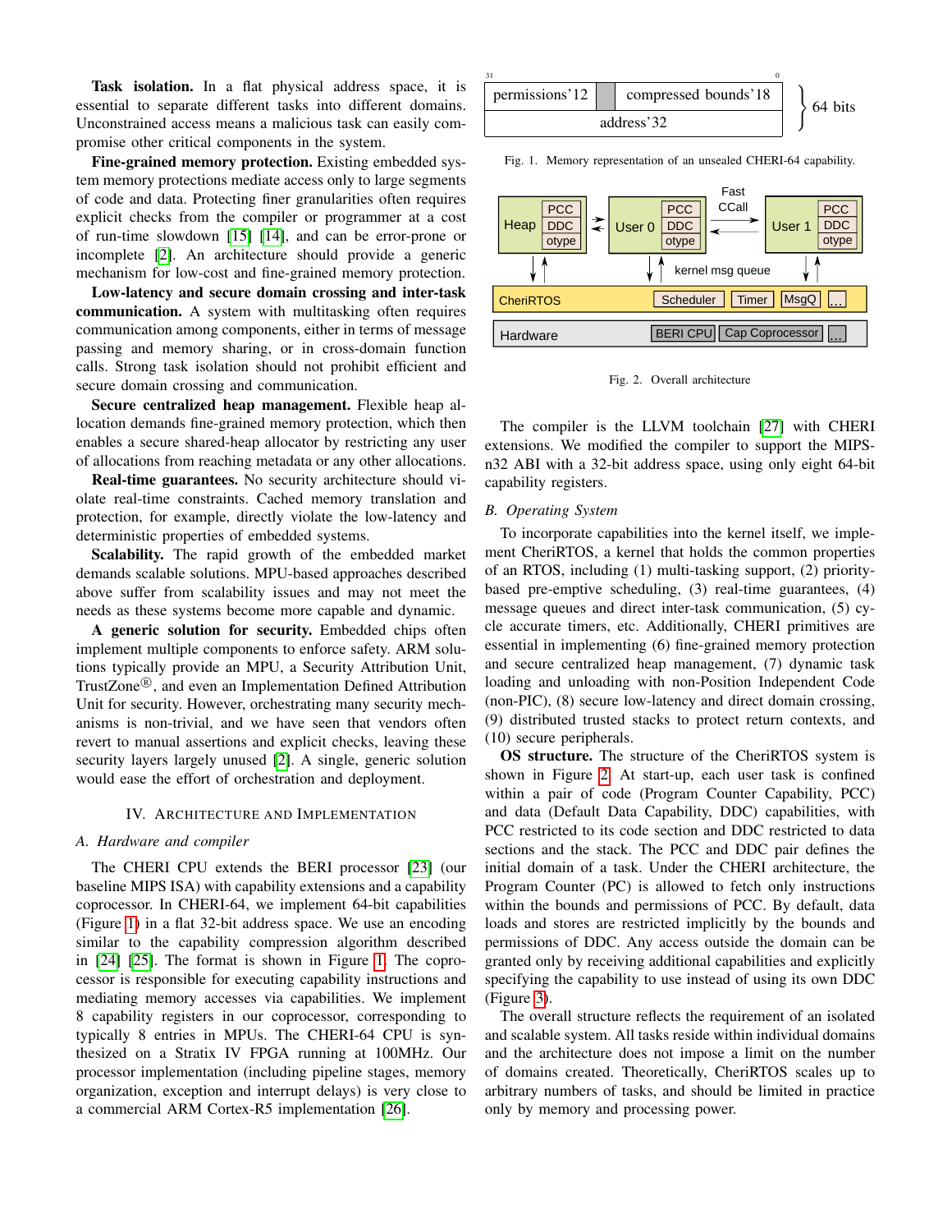**Task isolation.** In a flat physical address space, it is essential to separate different tasks into different domains. Unconstrained access means a malicious task can easily compromise other critical components in the system.

**Fine-grained memory protection.** Existing embedded system memory protections mediate access only to large segments of code and data. Protecting finer granularities often requires explicit checks from the compiler or programmer at a cost of run-time slowdown [15] [14], and can be error-prone or incomplete [2]. An architecture should provide a generic mechanism for low-cost and fine-grained memory protection.

**Low-latency and secure domain crossing and inter-task communication.** A system with multitasking often requires communication among components, either in terms of message passing and memory sharing, or in cross-domain function calls. Strong task isolation should not prohibit efficient and secure domain crossing and communication.

**Secure centralized heap management.** Flexible heap allocation demands fine-grained memory protection, which then enables a secure shared-heap allocator by restricting any user of allocations from reaching metadata or any other allocations.

**Real-time guarantees.** No security architecture should violate real-time constraints. Cached memory translation and protection, for example, directly violate the low-latency and deterministic properties of embedded systems.

**Scalability.** The rapid growth of the embedded market demands scalable solutions. MPU-based approaches described above suffer from scalability issues and may not meet the needs as these systems become more capable and dynamic.

**A generic solution for security.** Embedded chips often implement multiple components to enforce safety. ARM solutions typically provide an MPU, a Security Attribution Unit, TrustZone®, and even an Implementation Defined Attribution Unit for security. However, orchestrating many security mechanisms is non-trivial, and we have seen that vendors often revert to manual assertions and explicit checks, leaving these security layers largely unused [2]. A single, generic solution would ease the effort of orchestration and deployment.

## IV. Architecture and Implementation

### A. Hardware and compiler

The CHERI CPU extends the BERI processor [23] (our baseline MIPS ISA) with capability extensions and a capability coprocessor. In CHERI-64, we implement 64-bit capabilities (Figure 1) in a flat 32-bit address space. We use an encoding similar to the capability compression algorithm described in [24] [25]. The format is shown in Figure 1. The coprocessor is responsible for executing capability instructions and mediating memory accesses via capabilities. We implement 8 capability registers in our coprocessor, corresponding to typically 8 entries in MPUs. The CHERI-64 CPU is synthesized on a Stratix IV FPGA running at 100MHz. Our processor implementation (including pipeline stages, memory organization, exception and interrupt delays) is very close to a commercial ARM Cortex-R5 implementation [26].

| permissions'12 | | compressed bounds'18 |
|---|---|---|
| address'32 | | |

(bits 31 … 0; 64 bits total)

Fig. 1. Memory representation of an unsealed CHERI-64 capability.

Fig. 2. Overall architecture

The compiler is the LLVM toolchain [27] with CHERI extensions. We modified the compiler to support the MIPS-n32 ABI with a 32-bit address space, using only eight 64-bit capability registers.

### B. Operating System

To incorporate capabilities into the kernel itself, we implement CheriRTOS, a kernel that holds the common properties of an RTOS, including (1) multi-tasking support, (2) priority-based pre-emptive scheduling, (3) real-time guarantees, (4) message queues and direct inter-task communication, (5) cycle accurate timers, etc. Additionally, CHERI primitives are essential in implementing (6) fine-grained memory protection and secure centralized heap management, (7) dynamic task loading and unloading with non-Position Independent Code (non-PIC), (8) secure low-latency and direct domain crossing, (9) distributed trusted stacks to protect return contexts, and (10) secure peripherals.

**OS structure.** The structure of the CheriRTOS system is shown in Figure 2. At start-up, each user task is confined within a pair of code (Program Counter Capability, PCC) and data (Default Data Capability, DDC) capabilities, with PCC restricted to its code section and DDC restricted to data sections and the stack. The PCC and DDC pair defines the initial domain of a task. Under the CHERI architecture, the Program Counter (PC) is allowed to fetch only instructions within the bounds and permissions of PCC. By default, data loads and stores are restricted implicitly by the bounds and permissions of DDC. Any access outside the domain can be granted only by receiving additional capabilities and explicitly specifying the capability to use instead of using its own DDC (Figure 3).

The overall structure reflects the requirement of an isolated and scalable system. All tasks reside within individual domains and the architecture does not impose a limit on the number of domains created. Theoretically, CheriRTOS scales up to arbitrary numbers of tasks, and should be limited in practice only by memory and processing power.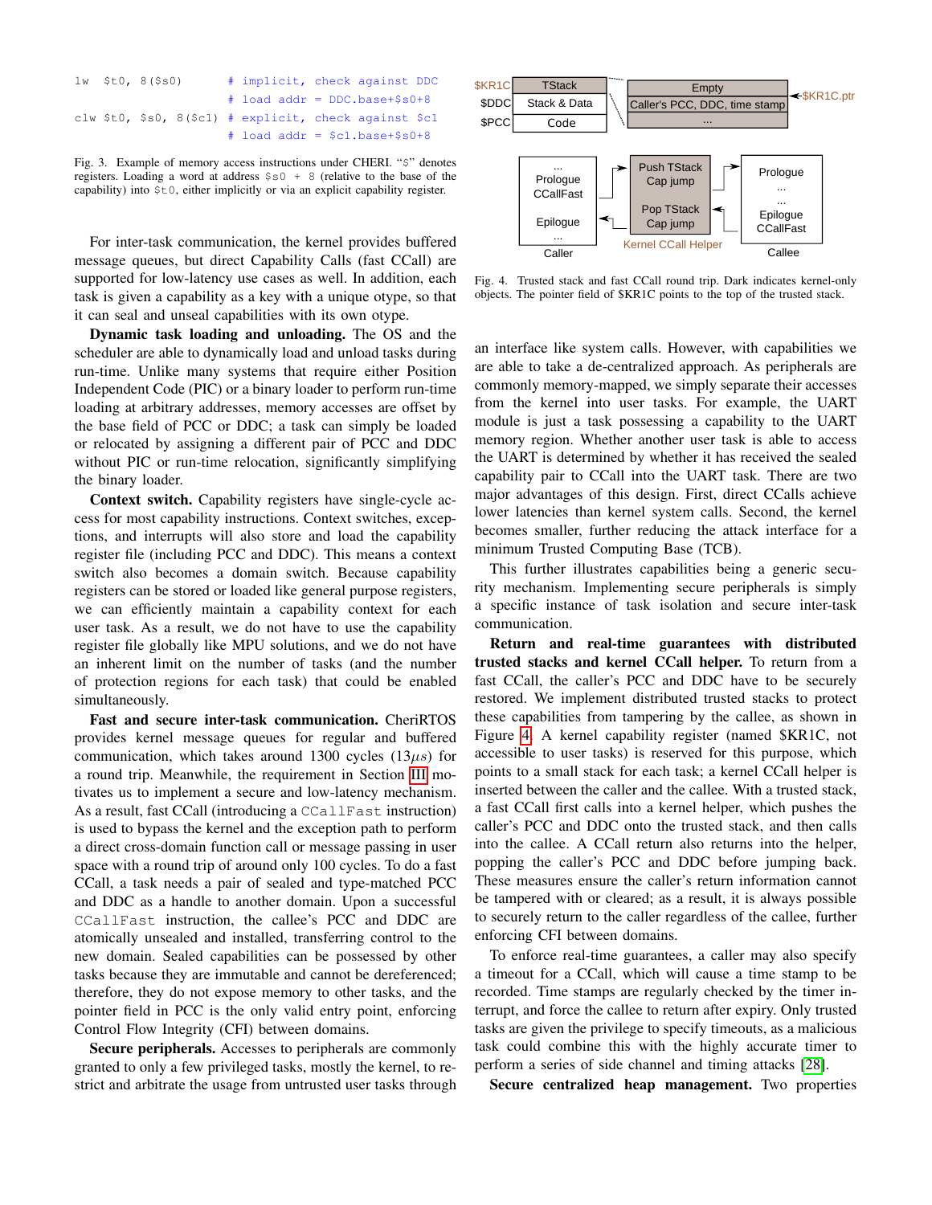```
lw  $t0, 8($s0)        # implicit, check against DDC
                       # load addr = DDC.base+$s0+8
clw $t0, $s0, 8($c1)   # explicit, check against $c1
                       # load addr = $c1.base+$s0+8
```

Fig. 3. Example of memory access instructions under CHERI. "$" denotes registers. Loading a word at address $s0 + 8 (relative to the base of the capability) into $t0, either implicitly or via an explicit capability register.

For inter-task communication, the kernel provides buffered message queues, but direct Capability Calls (fast CCall) are supported for low-latency use cases as well. In addition, each task is given a capability as a key with a unique otype, so that it can seal and unseal capabilities with its own otype.

**Dynamic task loading and unloading.** The OS and the scheduler are able to dynamically load and unload tasks during run-time. Unlike many systems that require either Position Independent Code (PIC) or a binary loader to perform run-time loading at arbitrary addresses, memory accesses are offset by the base field of PCC or DDC; a task can simply be loaded or relocated by assigning a different pair of PCC and DDC without PIC or run-time relocation, significantly simplifying the binary loader.

**Context switch.** Capability registers have single-cycle access for most capability instructions. Context switches, exceptions, and interrupts will also store and load the capability register file (including PCC and DDC). This means a context switch also becomes a domain switch. Because capability registers can be stored or loaded like general purpose registers, we can efficiently maintain a capability context for each user task. As a result, we do not have to use the capability register file globally like MPU solutions, and we do not have an inherent limit on the number of tasks (and the number of protection regions for each task) that could be enabled simultaneously.

**Fast and secure inter-task communication.** CheriRTOS provides kernel message queues for regular and buffered communication, which takes around 1300 cycles (13$\mu s$) for a round trip. Meanwhile, the requirement in Section III motivates us to implement a secure and low-latency mechanism. As a result, fast CCall (introducing a `CCallFast` instruction) is used to bypass the kernel and the exception path to perform a direct cross-domain function call or message passing in user space with a round trip of around only 100 cycles. To do a fast CCall, a task needs a pair of sealed and type-matched PCC and DDC as a handle to another domain. Upon a successful `CCallFast` instruction, the callee's PCC and DDC are atomically unsealed and installed, transferring control to the new domain. Sealed capabilities can be possessed by other tasks because they are immutable and cannot be dereferenced; therefore, they do not expose memory to other tasks, and the pointer field in PCC is the only valid entry point, enforcing Control Flow Integrity (CFI) between domains.

**Secure peripherals.** Accesses to peripherals are commonly granted to only a few privileged tasks, mostly the kernel, to restrict and arbitrate the usage from untrusted user tasks through an interface like system calls. However, with capabilities we are able to take a de-centralized approach. As peripherals are commonly memory-mapped, we simply separate their accesses from the kernel into user tasks. For example, the UART module is just a task possessing a capability to the UART memory region. Whether another user task is able to access the UART is determined by whether it has received the sealed capability pair to CCall into the UART task. There are two major advantages of this design. First, direct CCalls achieve lower latencies than kernel system calls. Second, the kernel becomes smaller, further reducing the attack interface for a minimum Trusted Computing Base (TCB).

This further illustrates capabilities being a generic security mechanism. Implementing secure peripherals is simply a specific instance of task isolation and secure inter-task communication.

Fig. 4. Trusted stack and fast CCall round trip. Dark indicates kernel-only objects. The pointer field of $KR1C points to the top of the trusted stack.

**Return and real-time guarantees with distributed trusted stacks and kernel CCall helper.** To return from a fast CCall, the caller's PCC and DDC have to be securely restored. We implement distributed trusted stacks to protect these capabilities from tampering by the callee, as shown in Figure 4. A kernel capability register (named $KR1C, not accessible to user tasks) is reserved for this purpose, which points to a small stack for each task; a kernel CCall helper is inserted between the caller and the callee. With a trusted stack, a fast CCall first calls into a kernel helper, which pushes the caller's PCC and DDC onto the trusted stack, and then calls into the callee. A CCall return also returns into the helper, popping the caller's PCC and DDC before jumping back. These measures ensure the caller's return information cannot be tampered with or cleared; as a result, it is always possible to securely return to the caller regardless of the callee, further enforcing CFI between domains.

To enforce real-time guarantees, a caller may also specify a timeout for a CCall, which will cause a time stamp to be recorded. Time stamps are regularly checked by the timer interrupt, and force the callee to return after expiry. Only trusted tasks are given the privilege to specify timeouts, as a malicious task could combine this with the highly accurate timer to perform a series of side channel and timing attacks [28].

**Secure centralized heap management.** Two properties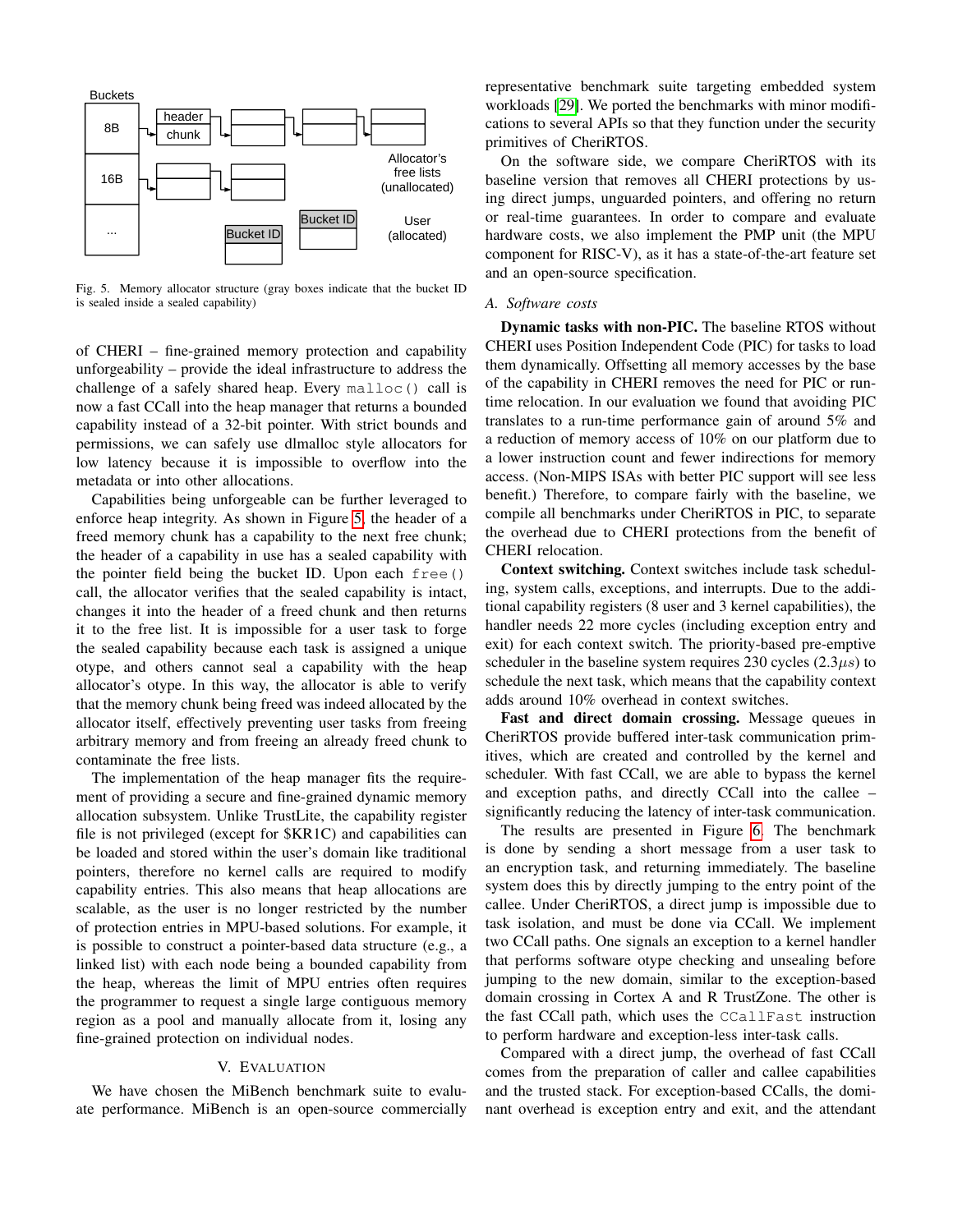Fig. 5. Memory allocator structure (gray boxes indicate that the bucket ID is sealed inside a sealed capability)

of CHERI – fine-grained memory protection and capability unforgeability – provide the ideal infrastructure to address the challenge of a safely shared heap. Every `malloc()` call is now a fast CCall into the heap manager that returns a bounded capability instead of a 32-bit pointer. With strict bounds and permissions, we can safely use dlmalloc style allocators for low latency because it is impossible to overflow into the metadata or into other allocations.

Capabilities being unforgeable can be further leveraged to enforce heap integrity. As shown in Figure 5, the header of a freed memory chunk has a capability to the next free chunk; the header of a capability in use has a sealed capability with the pointer field being the bucket ID. Upon each `free()` call, the allocator verifies that the sealed capability is intact, changes it into the header of a freed chunk and then returns it to the free list. It is impossible for a user task to forge the sealed capability because each task is assigned a unique otype, and others cannot seal a capability with the heap allocator's otype. In this way, the allocator is able to verify that the memory chunk being freed was indeed allocated by the allocator itself, effectively preventing user tasks from freeing arbitrary memory and from freeing an already freed chunk to contaminate the free lists.

The implementation of the heap manager fits the requirement of providing a secure and fine-grained dynamic memory allocation subsystem. Unlike TrustLite, the capability register file is not privileged (except for $KR1C) and capabilities can be loaded and stored within the user's domain like traditional pointers, therefore no kernel calls are required to modify capability entries. This also means that heap allocations are scalable, as the user is no longer restricted by the number of protection entries in MPU-based solutions. For example, it is possible to construct a pointer-based data structure (e.g., a linked list) with each node being a bounded capability from the heap, whereas the limit of MPU entries often requires the programmer to request a single large contiguous memory region as a pool and manually allocate from it, losing any fine-grained protection on individual nodes.

## V. Evaluation

We have chosen the MiBench benchmark suite to evaluate performance. MiBench is an open-source commercially representative benchmark suite targeting embedded system workloads [29]. We ported the benchmarks with minor modifications to several APIs so that they function under the security primitives of CheriRTOS.

On the software side, we compare CheriRTOS with its baseline version that removes all CHERI protections by using direct jumps, unguarded pointers, and offering no return or real-time guarantees. In order to compare and evaluate hardware costs, we also implement the PMP unit (the MPU component for RISC-V), as it has a state-of-the-art feature set and an open-source specification.

### A. Software costs

**Dynamic tasks with non-PIC.** The baseline RTOS without CHERI uses Position Independent Code (PIC) for tasks to load them dynamically. Offsetting all memory accesses by the base of the capability in CHERI removes the need for PIC or run-time relocation. In our evaluation we found that avoiding PIC translates to a run-time performance gain of around 5% and a reduction of memory access of 10% on our platform due to a lower instruction count and fewer indirections for memory access. (Non-MIPS ISAs with better PIC support will see less benefit.) Therefore, to compare fairly with the baseline, we compile all benchmarks under CheriRTOS in PIC, to separate the overhead due to CHERI protections from the benefit of CHERI relocation.

**Context switching.** Context switches include task scheduling, system calls, exceptions, and interrupts. Due to the additional capability registers (8 user and 3 kernel capabilities), the handler needs 22 more cycles (including exception entry and exit) for each context switch. The priority-based pre-emptive scheduler in the baseline system requires 230 cycles (2.3$\mu s$) to schedule the next task, which means that the capability context adds around 10% overhead in context switches.

**Fast and direct domain crossing.** Message queues in CheriRTOS provide buffered inter-task communication primitives, which are created and controlled by the kernel and scheduler. With fast CCall, we are able to bypass the kernel and exception paths, and directly CCall into the callee – significantly reducing the latency of inter-task communication.

The results are presented in Figure 6. The benchmark is done by sending a short message from a user task to an encryption task, and returning immediately. The baseline system does this by directly jumping to the entry point of the callee. Under CheriRTOS, a direct jump is impossible due to task isolation, and must be done via CCall. We implement two CCall paths. One signals an exception to a kernel handler that performs software otype checking and unsealing before jumping to the new domain, similar to the exception-based domain crossing in Cortex A and R TrustZone. The other is the fast CCall path, which uses the `CCallFast` instruction to perform hardware and exception-less inter-task calls.

Compared with a direct jump, the overhead of fast CCall comes from the preparation of caller and callee capabilities and the trusted stack. For exception-based CCalls, the dominant overhead is exception entry and exit, and the attendant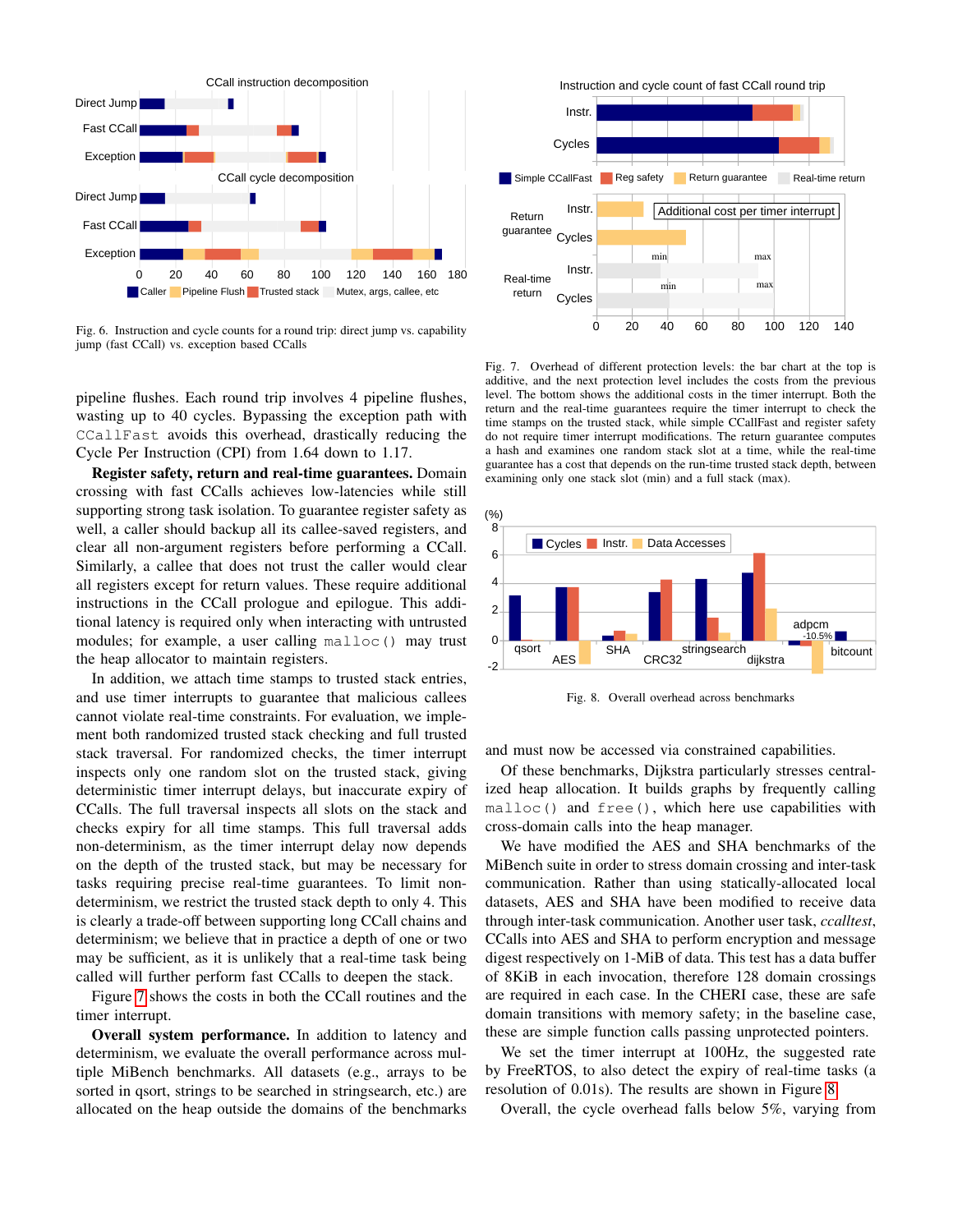Fig. 6. Instruction and cycle counts for a round trip: direct jump vs. capability jump (fast CCall) vs. exception based CCalls

Fig. 7. Overhead of different protection levels: the bar chart at the top is additive, and the next protection level includes the costs from the previous level. The bottom shows the additional costs in the timer interrupt. Both the return and the real-time guarantees require the timer interrupt to check the time stamps on the trusted stack, while simple CCallFast and register safety do not require timer interrupt modifications. The return guarantee computes a hash and examines one random stack slot at a time, while the real-time guarantee has a cost that depends on the run-time trusted stack depth, between examining only one stack slot (min) and a full stack (max).

pipeline flushes. Each round trip involves 4 pipeline flushes, wasting up to 40 cycles. Bypassing the exception path with `CCallFast` avoids this overhead, drastically reducing the Cycle Per Instruction (CPI) from 1.64 down to 1.17.

**Register safety, return and real-time guarantees.** Domain crossing with fast CCalls achieves low-latencies while still supporting strong task isolation. To guarantee register safety as well, a caller should backup all its callee-saved registers, and clear all non-argument registers before performing a CCall. Similarly, a callee that does not trust the caller would clear all registers except for return values. These require additional instructions in the CCall prologue and epilogue. This additional latency is required only when interacting with untrusted modules; for example, a user calling `malloc()` may trust the heap allocator to maintain registers.

In addition, we attach time stamps to trusted stack entries, and use timer interrupts to guarantee that malicious callees cannot violate real-time constraints. For evaluation, we implement both randomized trusted stack checking and full trusted stack traversal. For randomized checks, the timer interrupt inspects only one random slot on the trusted stack, giving deterministic timer interrupt delays, but inaccurate expiry of CCalls. The full traversal inspects all slots on the stack and checks expiry for all time stamps. This full traversal adds non-determinism, as the timer interrupt delay now depends on the depth of the trusted stack, but may be necessary for tasks requiring precise real-time guarantees. To limit non-determinism, we restrict the trusted stack depth to only 4. This is clearly a trade-off between supporting long CCall chains and determinism; we believe that in practice a depth of one or two may be sufficient, as it is unlikely that a real-time task being called will further perform fast CCalls to deepen the stack.

Figure 7 shows the costs in both the CCall routines and the timer interrupt.

**Overall system performance.** In addition to latency and determinism, we evaluate the overall performance across multiple MiBench benchmarks. All datasets (e.g., arrays to be sorted in qsort, strings to be searched in stringsearch, etc.) are allocated on the heap outside the domains of the benchmarks and must now be accessed via constrained capabilities.

Fig. 8. Overall overhead across benchmarks

Of these benchmarks, Dijkstra particularly stresses centralized heap allocation. It builds graphs by frequently calling `malloc()` and `free()`, which here use capabilities with cross-domain calls into the heap manager.

We have modified the AES and SHA benchmarks of the MiBench suite in order to stress domain crossing and inter-task communication. Rather than using statically-allocated local datasets, AES and SHA have been modified to receive data through inter-task communication. Another user task, *ccalltest*, CCalls into AES and SHA to perform encryption and message digest respectively on 1-MiB of data. This test has a data buffer of 8KiB in each invocation, therefore 128 domain crossings are required in each case. In the CHERI case, these are safe domain transitions with memory safety; in the baseline case, these are simple function calls passing unprotected pointers.

We set the timer interrupt at 100Hz, the suggested rate by FreeRTOS, to also detect the expiry of real-time tasks (a resolution of 0.01s). The results are shown in Figure 8.

Overall, the cycle overhead falls below 5%, varying from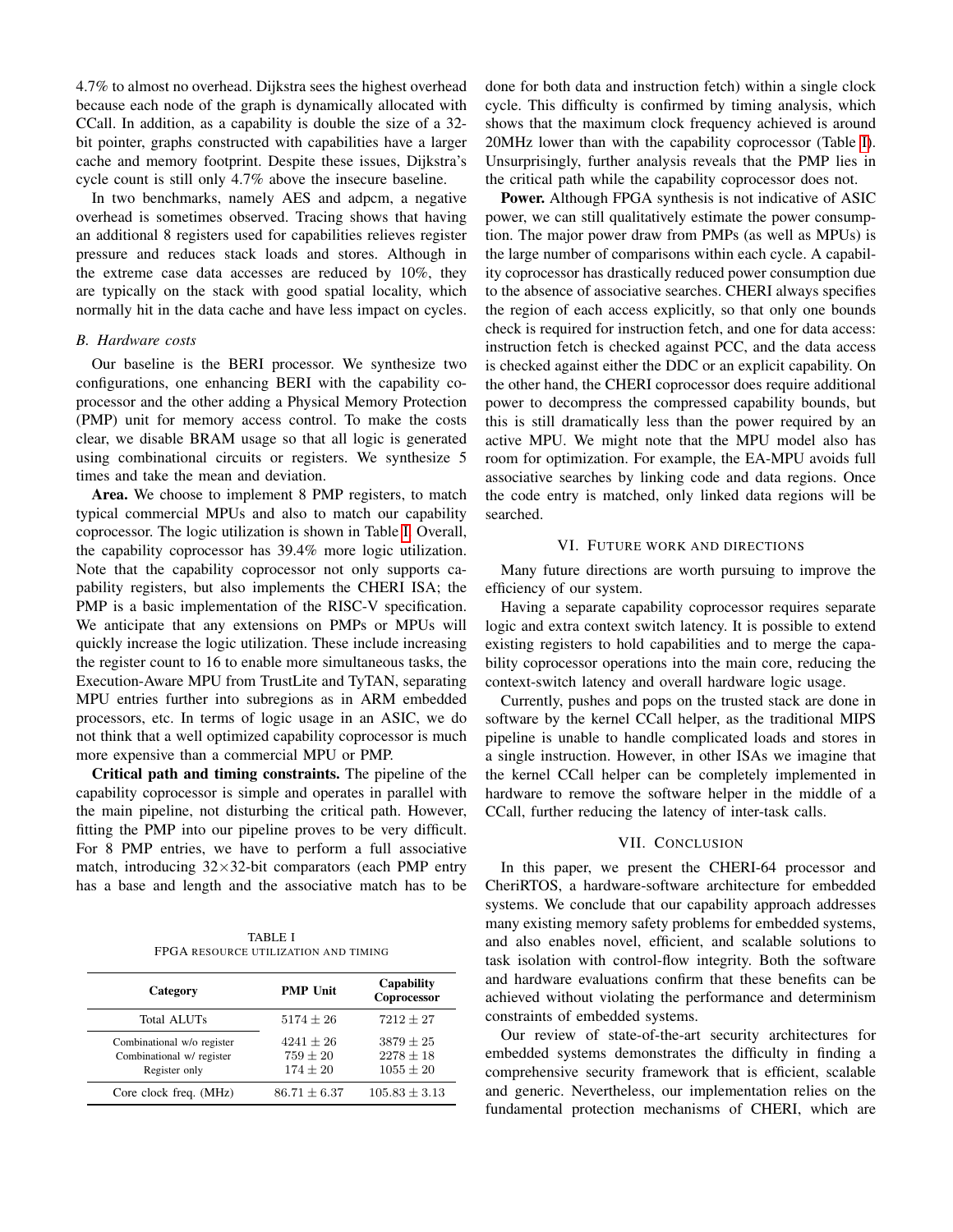4.7% to almost no overhead. Dijkstra sees the highest overhead because each node of the graph is dynamically allocated with CCall. In addition, as a capability is double the size of a 32-bit pointer, graphs constructed with capabilities have a larger cache and memory footprint. Despite these issues, Dijkstra's cycle count is still only 4.7% above the insecure baseline.

In two benchmarks, namely AES and adpcm, a negative overhead is sometimes observed. Tracing shows that having an additional 8 registers used for capabilities relieves register pressure and reduces stack loads and stores. Although in the extreme case data accesses are reduced by 10%, they are typically on the stack with good spatial locality, which normally hit in the data cache and have less impact on cycles.

### B. Hardware costs

Our baseline is the BERI processor. We synthesize two configurations, one enhancing BERI with the capability coprocessor and the other adding a Physical Memory Protection (PMP) unit for memory access control. To make the costs clear, we disable BRAM usage so that all logic is generated using combinational circuits or registers. We synthesize 5 times and take the mean and deviation.

**Area.** We choose to implement 8 PMP registers, to match typical commercial MPUs and also to match our capability coprocessor. The logic utilization is shown in Table I. Overall, the capability coprocessor has 39.4% more logic utilization. Note that the capability coprocessor not only supports capability registers, but also implements the CHERI ISA; the PMP is a basic implementation of the RISC-V specification. We anticipate that any extensions on PMPs or MPUs will quickly increase the logic utilization. These include increasing the register count to 16 to enable more simultaneous tasks, the Execution-Aware MPU from TrustLite and TyTAN, separating MPU entries further into subregions as in ARM embedded processors, etc. In terms of logic usage in an ASIC, we do not think that a well optimized capability coprocessor is much more expensive than a commercial MPU or PMP.

**Critical path and timing constraints.** The pipeline of the capability coprocessor is simple and operates in parallel with the main pipeline, not disturbing the critical path. However, fitting the PMP into our pipeline proves to be very difficult. For 8 PMP entries, we have to perform a full associative match, introducing $32\times32$-bit comparators (each PMP entry has a base and length and the associative match has to be done for both data and instruction fetch) within a single clock cycle. This difficulty is confirmed by timing analysis, which shows that the maximum clock frequency achieved is around 20MHz lower than with the capability coprocessor (Table I). Unsurprisingly, further analysis reveals that the PMP lies in the critical path while the capability coprocessor does not.

TABLE I
FPGA RESOURCE UTILIZATION AND TIMING

| Category | PMP Unit | Capability Coprocessor |
|---|---|---|
| Total ALUTs | $5174 \pm 26$ | $7212 \pm 27$ |
| Combinational w/o register | $4241 \pm 26$ | $3879 \pm 25$ |
| Combinational w/ register | $759 \pm 20$ | $2278 \pm 18$ |
| Register only | $174 \pm 20$ | $1055 \pm 20$ |
| Core clock freq. (MHz) | $86.71 \pm 6.37$ | $105.83 \pm 3.13$ |

**Power.** Although FPGA synthesis is not indicative of ASIC power, we can still qualitatively estimate the power consumption. The major power draw from PMPs (as well as MPUs) is the large number of comparisons within each cycle. A capability coprocessor has drastically reduced power consumption due to the absence of associative searches. CHERI always specifies the region of each access explicitly, so that only one bounds check is required for instruction fetch, and one for data access: instruction fetch is checked against PCC, and the data access is checked against either the DDC or an explicit capability. On the other hand, the CHERI coprocessor does require additional power to decompress the compressed capability bounds, but this is still dramatically less than the power required by an active MPU. We might note that the MPU model also has room for optimization. For example, the EA-MPU avoids full associative searches by linking code and data regions. Once the code entry is matched, only linked data regions will be searched.

## VI. Future work and directions

Many future directions are worth pursuing to improve the efficiency of our system.

Having a separate capability coprocessor requires separate logic and extra context switch latency. It is possible to extend existing registers to hold capabilities and to merge the capability coprocessor operations into the main core, reducing the context-switch latency and overall hardware logic usage.

Currently, pushes and pops on the trusted stack are done in software by the kernel CCall helper, as the traditional MIPS pipeline is unable to handle complicated loads and stores in a single instruction. However, in other ISAs we imagine that the kernel CCall helper can be completely implemented in hardware to remove the software helper in the middle of a CCall, further reducing the latency of inter-task calls.

## VII. Conclusion

In this paper, we present the CHERI-64 processor and CheriRTOS, a hardware-software architecture for embedded systems. We conclude that our capability approach addresses many existing memory safety problems for embedded systems, and also enables novel, efficient, and scalable solutions to task isolation with control-flow integrity. Both the software and hardware evaluations confirm that these benefits can be achieved without violating the performance and determinism constraints of embedded systems.

Our review of state-of-the-art security architectures for embedded systems demonstrates the difficulty in finding a comprehensive security framework that is efficient, scalable and generic. Nevertheless, our implementation relies on the fundamental protection mechanisms of CHERI, which are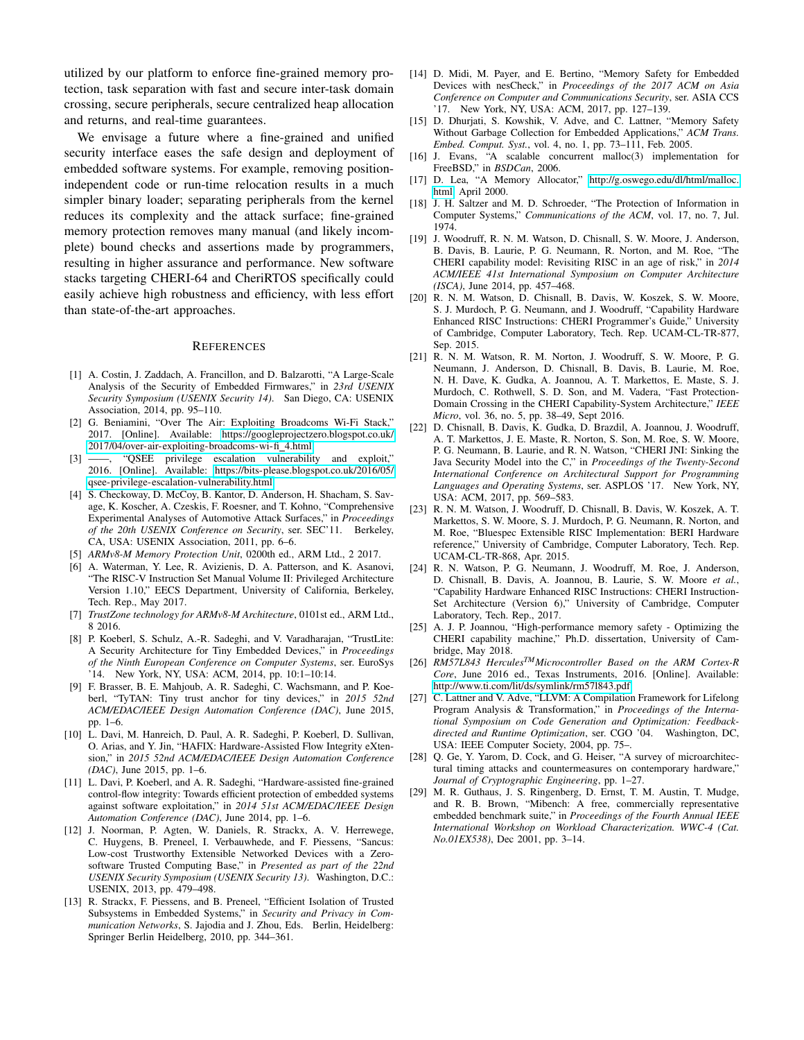utilized by our platform to enforce fine-grained memory protection, task separation with fast and secure inter-task domain crossing, secure peripherals, secure centralized heap allocation and returns, and real-time guarantees.

We envisage a future where a fine-grained and unified security interface eases the safe design and deployment of embedded software systems. For example, removing position-independent code or run-time relocation results in a much simpler binary loader; separating peripherals from the kernel reduces its complexity and the attack surface; fine-grained memory protection removes many manual (and likely incomplete) bound checks and assertions made by programmers, resulting in higher assurance and performance. New software stacks targeting CHERI-64 and CheriRTOS specifically could easily achieve high robustness and efficiency, with less effort than state-of-the-art approaches.

## References

[1] A. Costin, J. Zaddach, A. Francillon, and D. Balzarotti, "A Large-Scale Analysis of the Security of Embedded Firmwares," in *23rd USENIX Security Symposium (USENIX Security 14)*. San Diego, CA: USENIX Association, 2014, pp. 95–110.

[2] G. Beniamini, "Over The Air: Exploiting Broadcoms Wi-Fi Stack," 2017. [Online]. Available: https://googleprojectzero.blogspot.co.uk/2017/04/over-air-exploiting-broadcoms-wi-fi_4.html

[3] ——, "QSEE privilege escalation vulnerability and exploit," 2016. [Online]. Available: https://bits-please.blogspot.co.uk/2016/05/qsee-privilege-escalation-vulnerability.html

[4] S. Checkoway, D. McCoy, B. Kantor, D. Anderson, H. Shacham, S. Savage, K. Koscher, A. Czeskis, F. Roesner, and T. Kohno, "Comprehensive Experimental Analyses of Automotive Attack Surfaces," in *Proceedings of the 20th USENIX Conference on Security*, ser. SEC'11. Berkeley, CA, USA: USENIX Association, 2011, pp. 6–6.

[5] *ARMv8-M Memory Protection Unit*, 0200th ed., ARM Ltd., 2 2017.

[6] A. Waterman, Y. Lee, R. Avizienis, D. A. Patterson, and K. Asanovi, "The RISC-V Instruction Set Manual Volume II: Privileged Architecture Version 1.10," EECS Department, University of California, Berkeley, Tech. Rep., May 2017.

[7] *TrustZone technology for ARMv8-M Architecture*, 0101st ed., ARM Ltd., 8 2016.

[8] P. Koeberl, S. Schulz, A.-R. Sadeghi, and V. Varadharajan, "TrustLite: A Security Architecture for Tiny Embedded Devices," in *Proceedings of the Ninth European Conference on Computer Systems*, ser. EuroSys '14. New York, NY, USA: ACM, 2014, pp. 10:1–10:14.

[9] F. Brasser, B. E. Mahjoub, A. R. Sadeghi, C. Wachsmann, and P. Koeberl, "TyTAN: Tiny trust anchor for tiny devices," in *2015 52nd ACM/EDAC/IEEE Design Automation Conference (DAC)*, June 2015, pp. 1–6.

[10] L. Davi, M. Hanreich, D. Paul, A. R. Sadeghi, P. Koeberl, D. Sullivan, O. Arias, and Y. Jin, "HAFIX: Hardware-Assisted Flow Integrity eXtension," in *2015 52nd ACM/EDAC/IEEE Design Automation Conference (DAC)*, June 2015, pp. 1–6.

[11] L. Davi, P. Koeberl, and A. R. Sadeghi, "Hardware-assisted fine-grained control-flow integrity: Towards efficient protection of embedded systems against software exploitation," in *2014 51st ACM/EDAC/IEEE Design Automation Conference (DAC)*, June 2014, pp. 1–6.

[12] J. Noorman, P. Agten, W. Daniels, R. Strackx, A. V. Herrewege, C. Huygens, B. Preneel, I. Verbauwhede, and F. Piessens, "Sancus: Low-cost Trustworthy Extensible Networked Devices with a Zero-software Trusted Computing Base," in *Presented as part of the 22nd USENIX Security Symposium (USENIX Security 13)*. Washington, D.C.: USENIX, 2013, pp. 479–498.

[13] R. Strackx, F. Piessens, and B. Preneel, "Efficient Isolation of Trusted Subsystems in Embedded Systems," in *Security and Privacy in Communication Networks*, S. Jajodia and J. Zhou, Eds. Berlin, Heidelberg: Springer Berlin Heidelberg, 2010, pp. 344–361.

[14] D. Midi, M. Payer, and E. Bertino, "Memory Safety for Embedded Devices with nesCheck," in *Proceedings of the 2017 ACM on Asia Conference on Computer and Communications Security*, ser. ASIA CCS '17. New York, NY, USA: ACM, 2017, pp. 127–139.

[15] D. Dhurjati, S. Kowshik, V. Adve, and C. Lattner, "Memory Safety Without Garbage Collection for Embedded Applications," *ACM Trans. Embed. Comput. Syst.*, vol. 4, no. 1, pp. 73–111, Feb. 2005.

[16] J. Evans, "A scalable concurrent malloc(3) implementation for FreeBSD," in *BSDCan*, 2006.

[17] D. Lea, "A Memory Allocator," http://g.oswego.edu/dl/html/malloc.html, April 2000.

[18] J. H. Saltzer and M. D. Schroeder, "The Protection of Information in Computer Systems," *Communications of the ACM*, vol. 17, no. 7, Jul. 1974.

[19] J. Woodruff, R. N. M. Watson, D. Chisnall, S. W. Moore, J. Anderson, B. Davis, B. Laurie, P. G. Neumann, R. Norton, and M. Roe, "The CHERI capability model: Revisiting RISC in an age of risk," in *2014 ACM/IEEE 41st International Symposium on Computer Architecture (ISCA)*, June 2014, pp. 457–468.

[20] R. N. M. Watson, D. Chisnall, B. Davis, W. Koszek, S. W. Moore, S. J. Murdoch, P. G. Neumann, and J. Woodruff, "Capability Hardware Enhanced RISC Instructions: CHERI Programmer's Guide," University of Cambridge, Computer Laboratory, Tech. Rep. UCAM-CL-TR-877, Sep. 2015.

[21] R. N. M. Watson, R. M. Norton, J. Woodruff, S. W. Moore, P. G. Neumann, J. Anderson, D. Chisnall, B. Davis, B. Laurie, M. Roe, N. H. Dave, K. Gudka, A. Joannou, A. T. Markettos, E. Maste, S. J. Murdoch, C. Rothwell, S. D. Son, and M. Vadera, "Fast Protection-Domain Crossing in the CHERI Capability-System Architecture," *IEEE Micro*, vol. 36, no. 5, pp. 38–49, Sept 2016.

[22] D. Chisnall, B. Davis, K. Gudka, D. Brazdil, A. Joannou, J. Woodruff, A. T. Markettos, J. E. Maste, R. Norton, S. Son, M. Roe, S. W. Moore, P. G. Neumann, B. Laurie, and R. N. Watson, "CHERI JNI: Sinking the Java Security Model into the C," in *Proceedings of the Twenty-Second International Conference on Architectural Support for Programming Languages and Operating Systems*, ser. ASPLOS '17. New York, NY, USA: ACM, 2017, pp. 569–583.

[23] R. N. M. Watson, J. Woodruff, D. Chisnall, B. Davis, W. Koszek, A. T. Markettos, S. W. Moore, S. J. Murdoch, P. G. Neumann, R. Norton, and M. Roe, "Bluespec Extensible RISC Implementation: BERI Hardware reference," University of Cambridge, Computer Laboratory, Tech. Rep. UCAM-CL-TR-868, Apr. 2015.

[24] R. N. M. Watson, P. G. Neumann, J. Woodruff, M. Roe, J. Anderson, D. Chisnall, B. Davis, A. Joannou, B. Laurie, S. W. Moore *et al.*, "Capability Hardware Enhanced RISC Instructions: CHERI Instruction-Set Architecture (Version 6)," University of Cambridge, Computer Laboratory, Tech. Rep., 2017.

[25] A. J. P. Joannou, "High-performance memory safety - Optimizing the CHERI capability machine," Ph.D. dissertation, University of Cambridge, May 2018.

[26] *RM57L843 Hercules™ Microcontroller Based on the ARM Cortex-R Core*, June 2016 ed., Texas Instruments, 2016. [Online]. Available: http://www.ti.com/lit/ds/symlink/rm57l843.pdf

[27] C. Lattner and V. Adve, "LLVM: A Compilation Framework for Lifelong Program Analysis & Transformation," in *Proceedings of the International Symposium on Code Generation and Optimization: Feedback-directed and Runtime Optimization*, ser. CGO '04. Washington, DC, USA: IEEE Computer Society, 2004, pp. 75–.

[28] Q. Ge, Y. Yarom, D. Cock, and G. Heiser, "A survey of microarchitectural timing attacks and countermeasures on contemporary hardware," *Journal of Cryptographic Engineering*, pp. 1–27.

[29] M. R. Guthaus, J. S. Ringenberg, D. Ernst, T. M. Austin, T. Mudge, and R. B. Brown, "Mibench: A free, commercially representative embedded benchmark suite," in *Proceedings of the Fourth Annual IEEE International Workshop on Workload Characterization. WWC-4 (Cat. No.01EX538)*, Dec 2001, pp. 3–14.